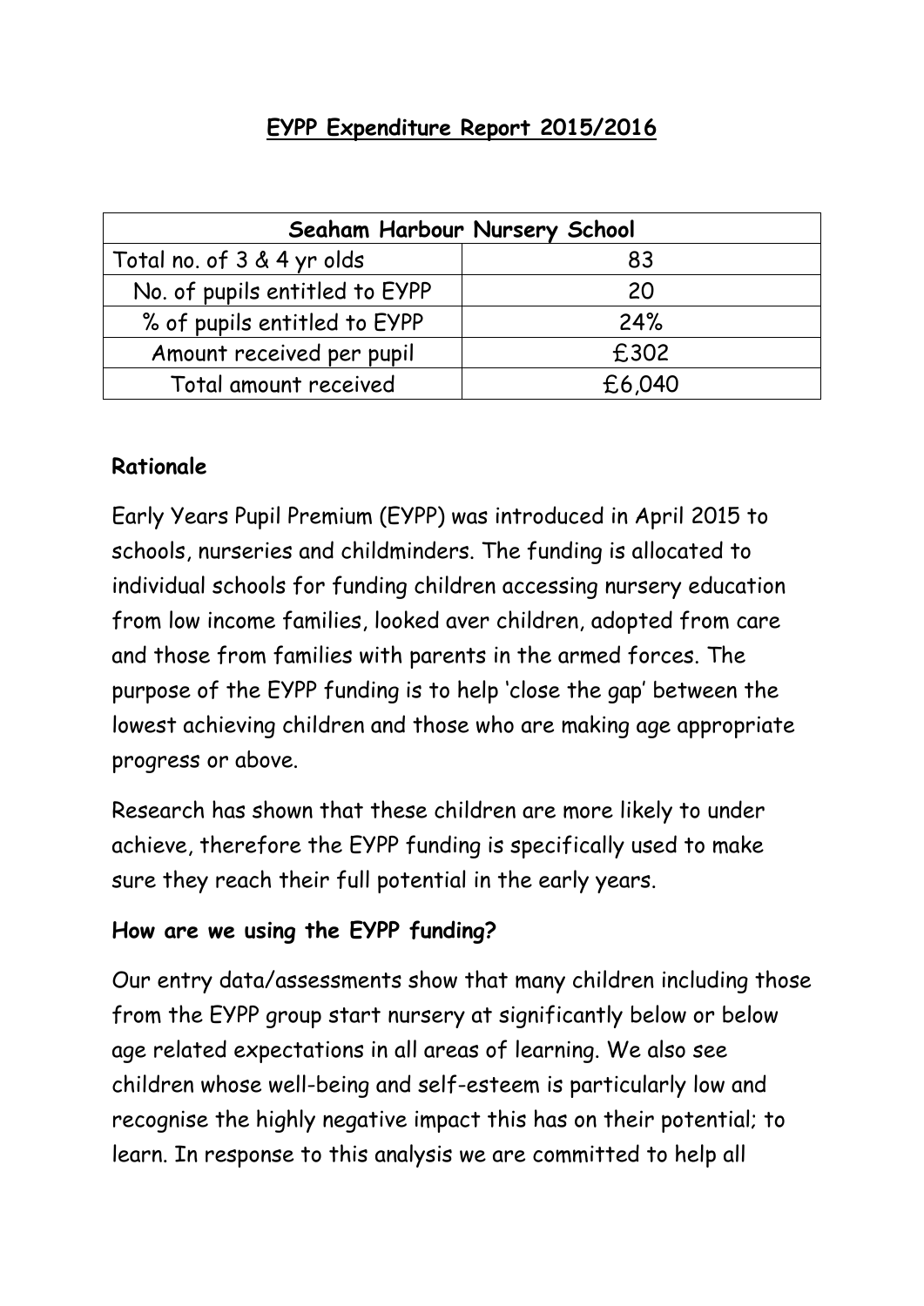# EYPP Expenditure Report 2015/2016

| Seaham Harbour Nursery School | |
|---|---|
| Total no. of 3 & 4 yr olds | 83 |
| No. of pupils entitled to EYPP | 20 |
| % of pupils entitled to EYPP | 24% |
| Amount received per pupil | £302 |
| Total amount received | £6,040 |

**Rationale**

Early Years Pupil Premium (EYPP) was introduced in April 2015 to schools, nurseries and childminders. The funding is allocated to individual schools for funding children accessing nursery education from low income families, looked aver children, adopted from care and those from families with parents in the armed forces. The purpose of the EYPP funding is to help 'close the gap' between the lowest achieving children and those who are making age appropriate progress or above.

Research has shown that these children are more likely to under achieve, therefore the EYPP funding is specifically used to make sure they reach their full potential in the early years.

**How are we using the EYPP funding?**

Our entry data/assessments show that many children including those from the EYPP group start nursery at significantly below or below age related expectations in all areas of learning. We also see children whose well-being and self-esteem is particularly low and recognise the highly negative impact this has on their potential; to learn. In response to this analysis we are committed to help all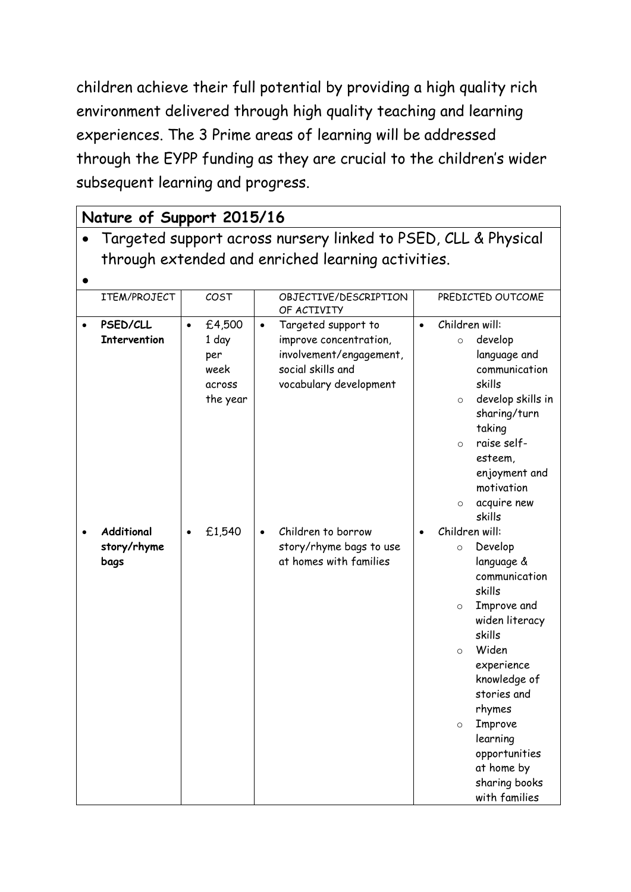children achieve their full potential by providing a high quality rich environment delivered through high quality teaching and learning experiences. The 3 Prime areas of learning will be addressed through the EYPP funding as they are crucial to the children's wider subsequent learning and progress.

**Nature of Support 2015/16**

- Targeted support across nursery linked to PSED, CLL & Physical through extended and enriched learning activities.
-

| ITEM/PROJECT | COST | OBJECTIVE/DESCRIPTION OF ACTIVITY | PREDICTED OUTCOME |
|---|---|---|---|
| • **PSED/CLL Intervention** | • £4,500 1 day per week across the year | • Targeted support to improve concentration, involvement/engagement, social skills and vocabulary development | • Children will:<br>○ develop language and communication skills<br>○ develop skills in sharing/turn taking<br>○ raise self-esteem, enjoyment and motivation<br>○ acquire new skills |
| • **Additional story/rhyme bags** | • £1,540 | • Children to borrow story/rhyme bags to use at homes with families | • Children will:<br>○ Develop language & communication skills<br>○ Improve and widen literacy skills<br>○ Widen experience knowledge of stories and rhymes<br>○ Improve learning opportunities at home by sharing books with families |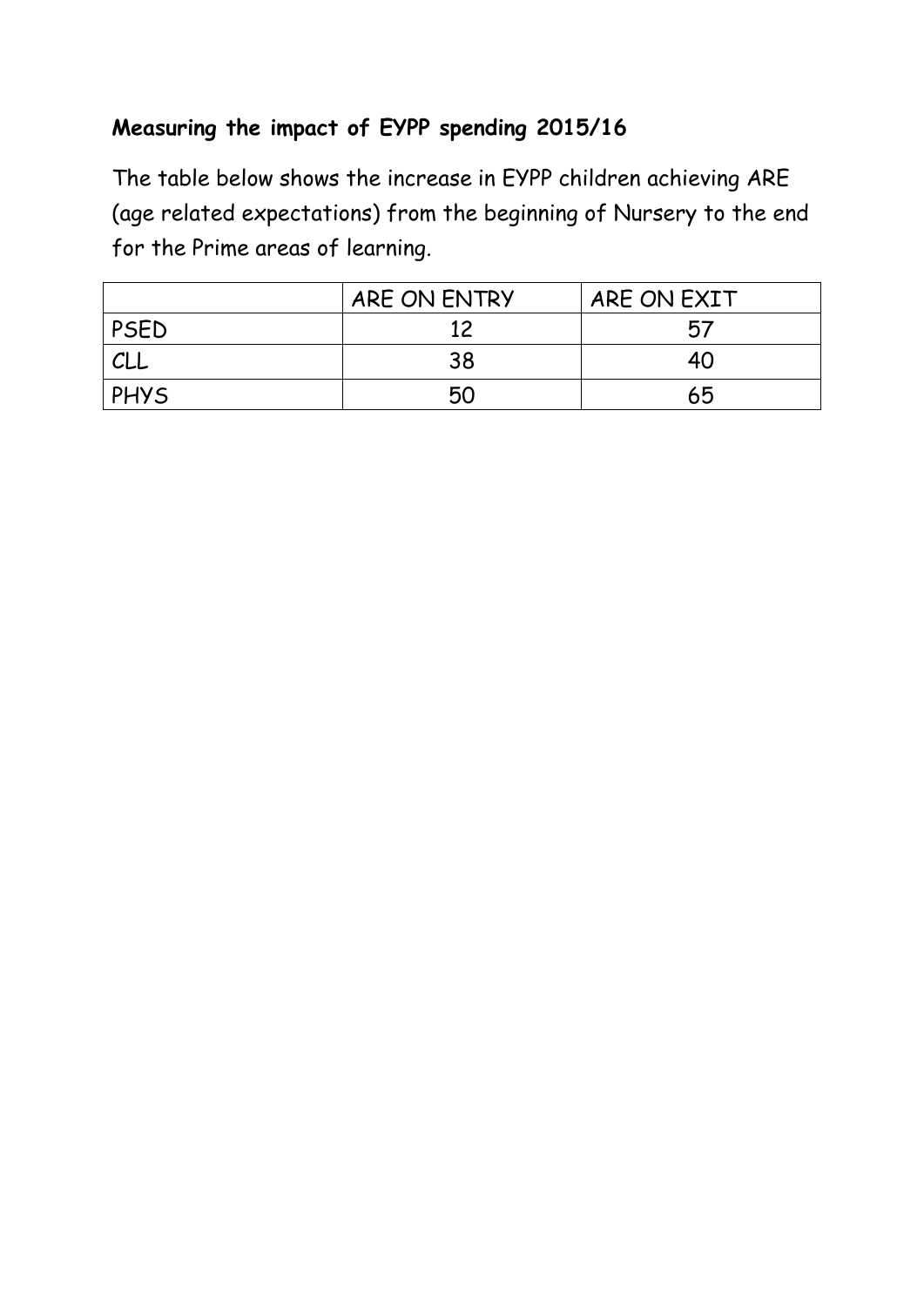## Measuring the impact of EYPP spending 2015/16

The table below shows the increase in EYPP children achieving ARE (age related expectations) from the beginning of Nursery to the end for the Prime areas of learning.

| | ARE ON ENTRY | ARE ON EXIT |
|---|---|---|
| PSED | 12 | 57 |
| CLL | 38 | 40 |
| PHYS | 50 | 65 |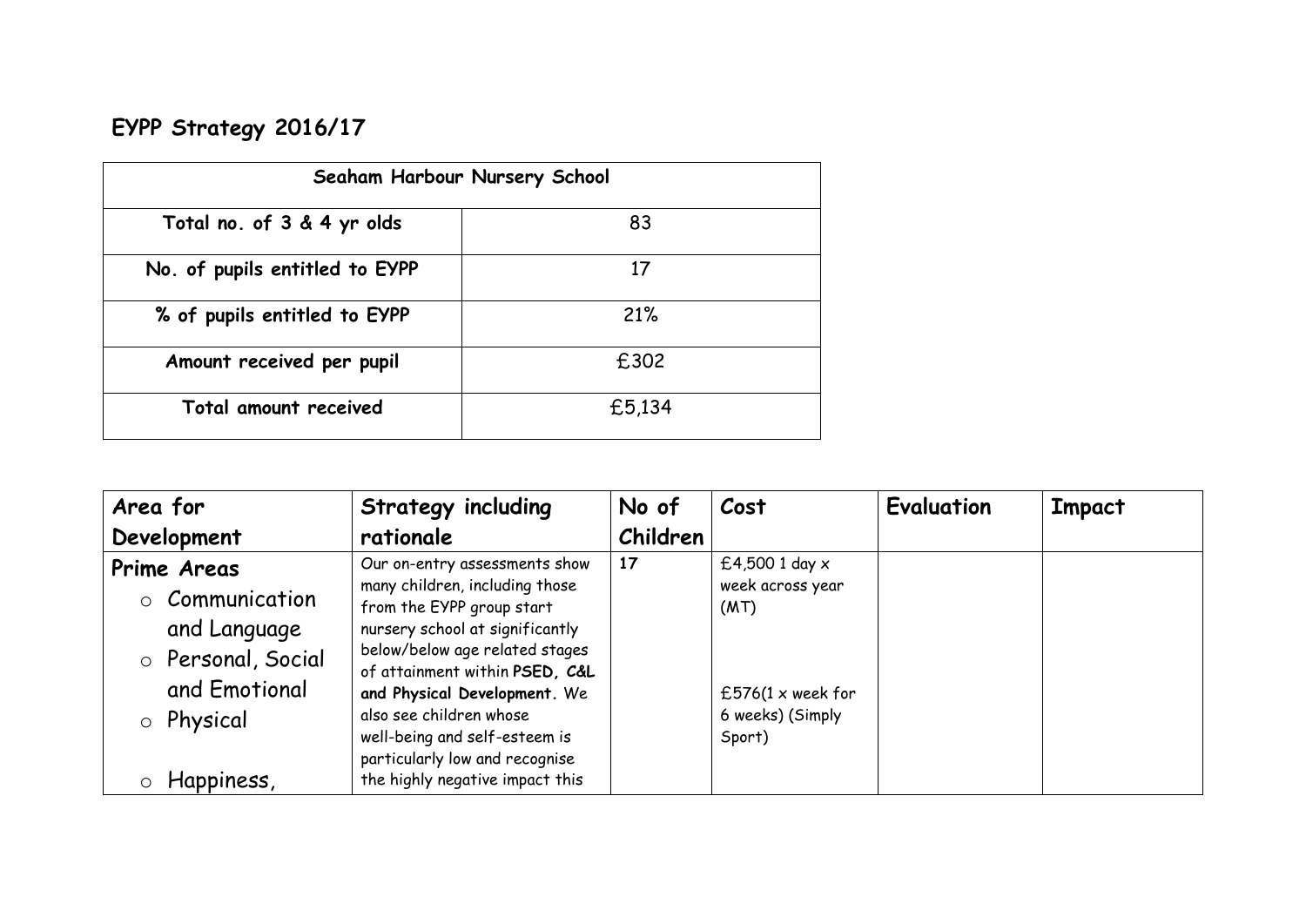## EYPP Strategy 2016/17

| Seaham Harbour Nursery School | |
|---|---|
| **Total no. of 3 & 4 yr olds** | 83 |
| **No. of pupils entitled to EYPP** | 17 |
| **% of pupils entitled to EYPP** | 21% |
| **Amount received per pupil** | £302 |
| **Total amount received** | £5,134 |

| Area for Development | Strategy including rationale | No of Children | Cost | Evaluation | Impact |
|---|---|---|---|---|---|
| **Prime Areas**<br>○ Communication and Language<br>○ Personal, Social and Emotional<br>○ Physical<br>○ Happiness, | Our on-entry assessments show many children, including those from the EYPP group start nursery school at significantly below/below age related stages of attainment within **PSED, C&L and Physical Development.** We also see children whose well-being and self-esteem is particularly low and recognise the highly negative impact this | **17** | £4,500 1 day x week across year (MT)<br><br>£576(1 x week for 6 weeks) (Simply Sport) | | |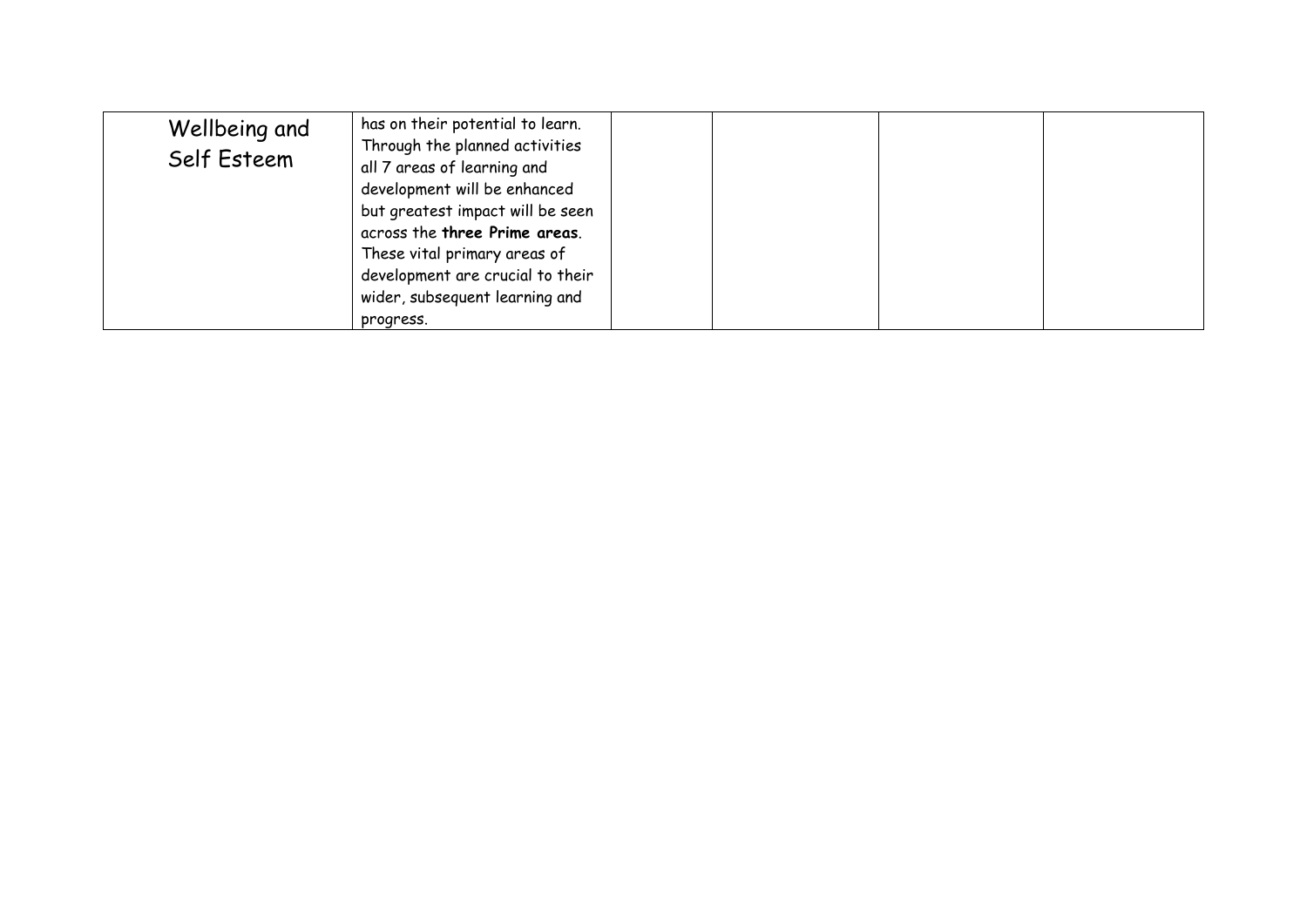| | | | | | |
|---|---|---|---|---|---|
| Wellbeing and Self Esteem | has on their potential to learn. Through the planned activities all 7 areas of learning and development will be enhanced but greatest impact will be seen across the **three Prime areas**. These vital primary areas of development are crucial to their wider, subsequent learning and progress. | | | | |